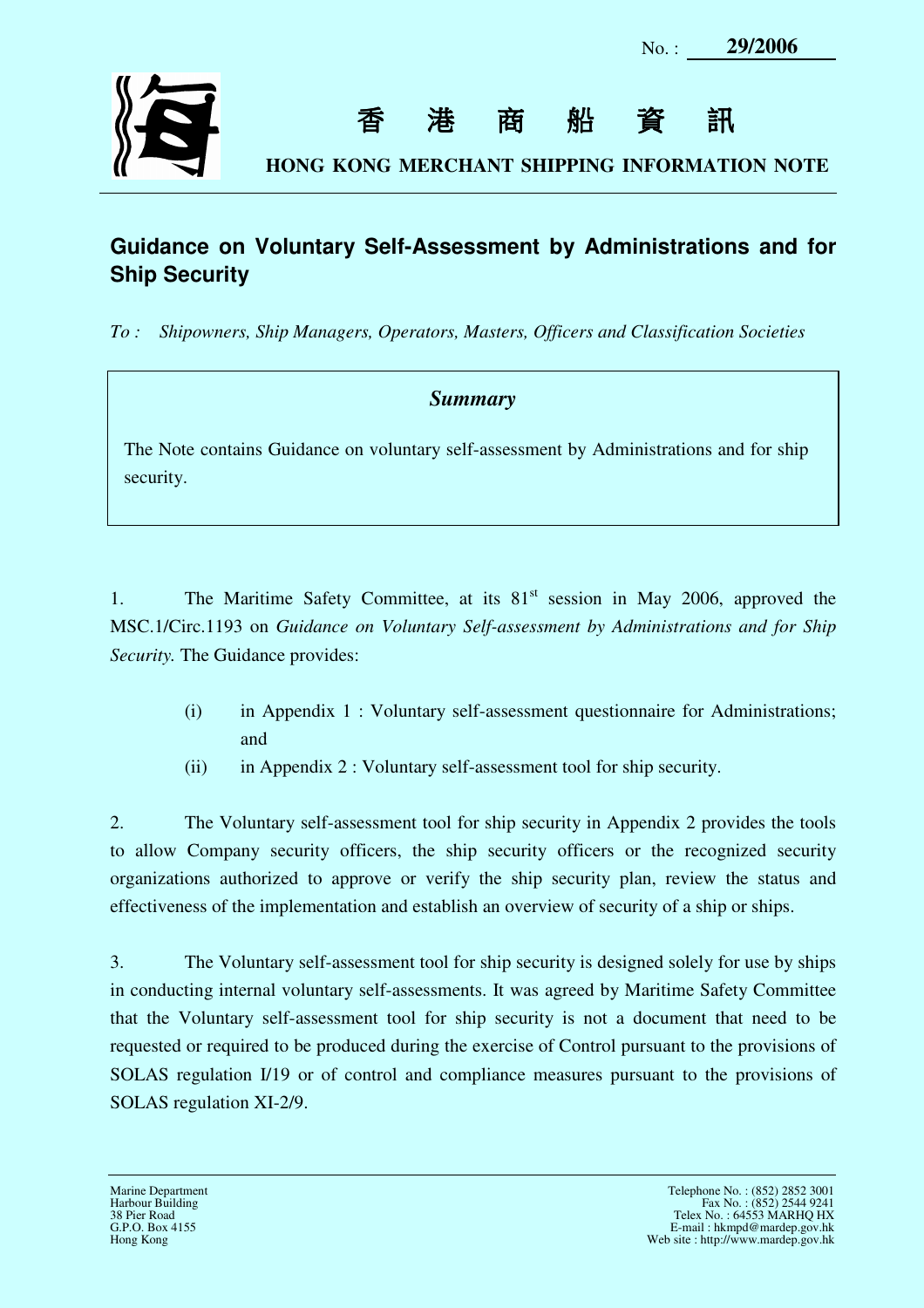No. : **29/2006**

# 香 港 商 船 資 訊

**HONG KONG MERCHANT SHIPPING INFORMATION NOTE**

## Guidance on Voluntary Self-Assessment by Administrations and for Ship Security

*To : Shipowners, Ship Managers, Operators, Masters, Officers and Classification Societies*

> ***Summary***
>
> The Note contains Guidance on voluntary self-assessment by Administrations and for ship security.

1. The Maritime Safety Committee, at its 81st session in May 2006, approved the MSC.1/Circ.1193 on *Guidance on Voluntary Self-assessment by Administrations and for Ship Security.* The Guidance provides:

   (i) in Appendix 1 : Voluntary self-assessment questionnaire for Administrations; and

   (ii) in Appendix 2 : Voluntary self-assessment tool for ship security.

2. The Voluntary self-assessment tool for ship security in Appendix 2 provides the tools to allow Company security officers, the ship security officers or the recognized security organizations authorized to approve or verify the ship security plan, review the status and effectiveness of the implementation and establish an overview of security of a ship or ships.

3. The Voluntary self-assessment tool for ship security is designed solely for use by ships in conducting internal voluntary self-assessments. It was agreed by Maritime Safety Committee that the Voluntary self-assessment tool for ship security is not a document that need to be requested or required to be produced during the exercise of Control pursuant to the provisions of SOLAS regulation I/19 or of control and compliance measures pursuant to the provisions of SOLAS regulation XI-2/9.

Marine Department
Harbour Building
38 Pier Road
G.P.O. Box 4155
Hong Kong

Telephone No. : (852) 2852 3001
Fax No. : (852) 2544 9241
Telex No. : 64553 MARHQ HX
E-mail : hkmpd@mardep.gov.hk
Web site : http://www.mardep.gov.hk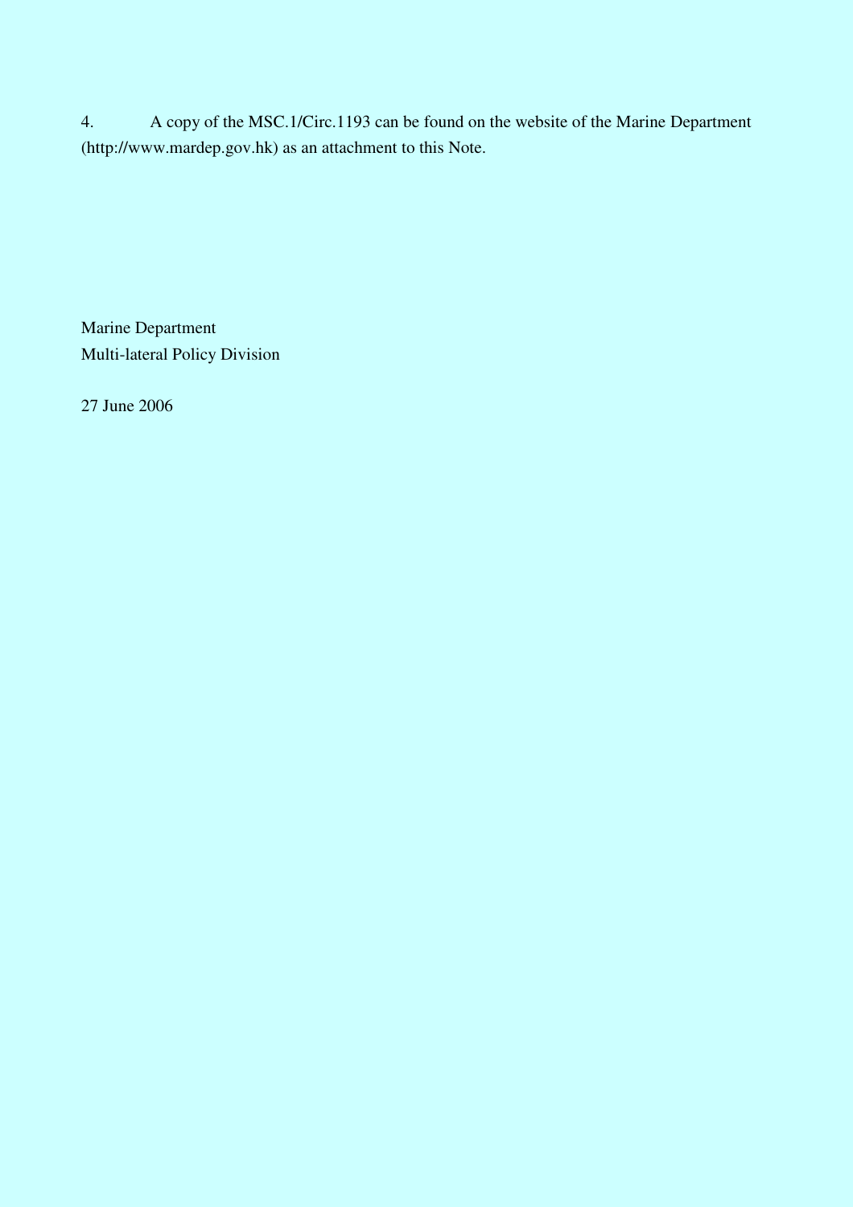4. A copy of the MSC.1/Circ.1193 can be found on the website of the Marine Department (http://www.mardep.gov.hk) as an attachment to this Note.

Marine Department
Multi-lateral Policy Division

27 June 2006